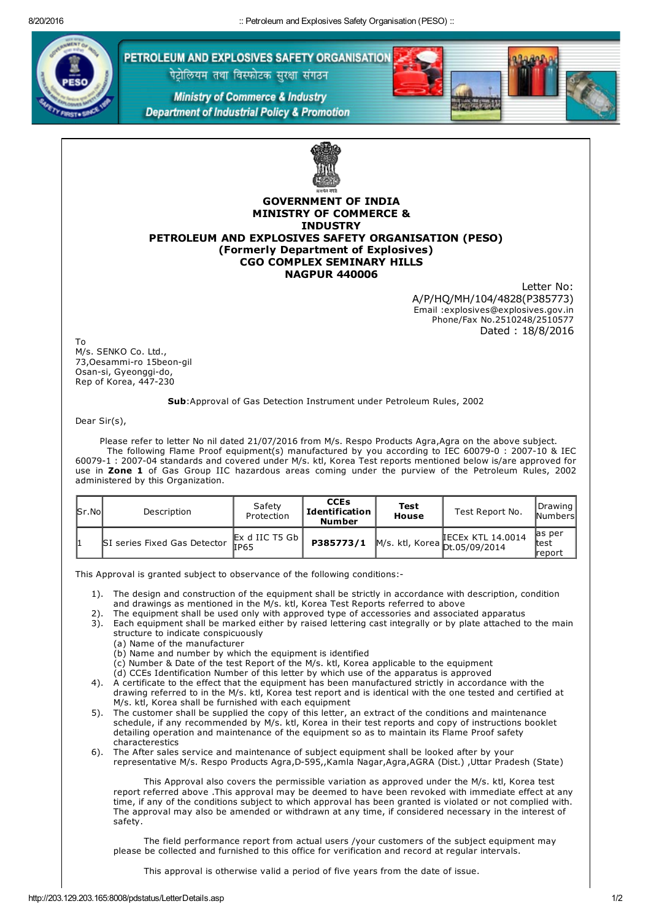PETROLEUM AND EXPLOSIVES SAFETY ORGANISATION

पेट्रोलियम तथा विस्फोटक सुरक्षा संगठन

Ministry of Commerce & Industry

Department of Industrial Policy & Promotion

**GOVERNMENT OF INDIA**
**MINISTRY OF COMMERCE & INDUSTRY**
**PETROLEUM AND EXPLOSIVES SAFETY ORGANISATION (PESO)**
**(Formerly Department of Explosives)**
**CGO COMPLEX SEMINARY HILLS**
**NAGPUR 440006**

Letter No: A/P/HQ/MH/104/4828(P385773)
Email :explosives@explosives.gov.in
Phone/Fax No.2510248/2510577
Dated : 18/8/2016

To
M/s. SENKO Co. Ltd.,
73,Oesammi-ro 15beon-gil
Osan-si, Gyeonggi-do,
Rep of Korea, 447-230

**Sub**:Approval of Gas Detection Instrument under Petroleum Rules, 2002

Dear Sir(s),

Please refer to letter No nil dated 21/07/2016 from M/s. Respo Products Agra,Agra on the above subject. The following Flame Proof equipment(s) manufactured by you according to IEC 60079-0 : 2007-10 & IEC 60079-1 : 2007-04 standards and covered under M/s. ktl, Korea Test reports mentioned below is/are approved for use in **Zone 1** of Gas Group IIC hazardous areas coming under the purview of the Petroleum Rules, 2002 administered by this Organization.

| Sr.No | Description | Safety Protection | **CCEs Identification Number** | **Test House** | Test Report No. | Drawing Numbers |
|---|---|---|---|---|---|---|
| 1 | SI series Fixed Gas Detector | Ex d IIC T5 Gb IP65 | **P385773/1** | M/s. ktl, Korea | IECEx KTL 14.0014 Dt.05/09/2014 | as per test report |

This Approval is granted subject to observance of the following conditions:-

1). The design and construction of the equipment shall be strictly in accordance with description, condition and drawings as mentioned in the M/s. ktl, Korea Test Reports referred to above
2). The equipment shall be used only with approved type of accessories and associated apparatus
3). Each equipment shall be marked either by raised lettering cast integrally or by plate attached to the main structure to indicate conspicuously
   (a) Name of the manufacturer
   (b) Name and number by which the equipment is identified
   (c) Number & Date of the test Report of the M/s. ktl, Korea applicable to the equipment
   (d) CCEs Identification Number of this letter by which use of the apparatus is approved
4). A certificate to the effect that the equipment has been manufactured strictly in accordance with the drawing referred to in the M/s. ktl, Korea test report and is identical with the one tested and certified at M/s. ktl, Korea shall be furnished with each equipment
5). The customer shall be supplied the copy of this letter, an extract of the conditions and maintenance schedule, if any recommended by M/s. ktl, Korea in their test reports and copy of instructions booklet detailing operation and maintenance of the equipment so as to maintain its Flame Proof safety characterestics
6). The After sales service and maintenance of subject equipment shall be looked after by your representative M/s. Respo Products Agra,D-595,,Kamla Nagar,Agra,AGRA (Dist.) ,Uttar Pradesh (State)

This Approval also covers the permissible variation as approved under the M/s. ktl, Korea test report referred above .This approval may be deemed to have been revoked with immediate effect at any time, if any of the conditions subject to which approval has been granted is violated or not complied with. The approval may also be amended or withdrawn at any time, if considered necessary in the interest of safety.

The field performance report from actual users /your customers of the subject equipment may please be collected and furnished to this office for verification and record at regular intervals.

This approval is otherwise valid a period of five years from the date of issue.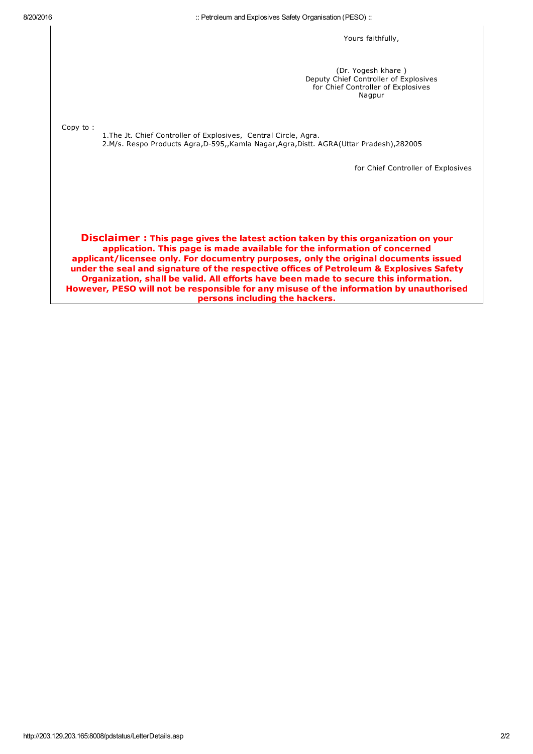Yours faithfully,

(Dr. Yogesh khare )
Deputy Chief Controller of Explosives
for Chief Controller of Explosives
Nagpur

Copy to :

1.The Jt. Chief Controller of Explosives, Central Circle, Agra.
2.M/s. Respo Products Agra,D-595,,Kamla Nagar,Agra,Distt. AGRA(Uttar Pradesh),282005

for Chief Controller of Explosives

**Disclaimer : This page gives the latest action taken by this organization on your application. This page is made available for the information of concerned applicant/licensee only. For documentry purposes, only the original documents issued under the seal and signature of the respective offices of Petroleum & Explosives Safety Organization, shall be valid. All efforts have been made to secure this information. However, PESO will not be responsible for any misuse of the information by unauthorised persons including the hackers.**